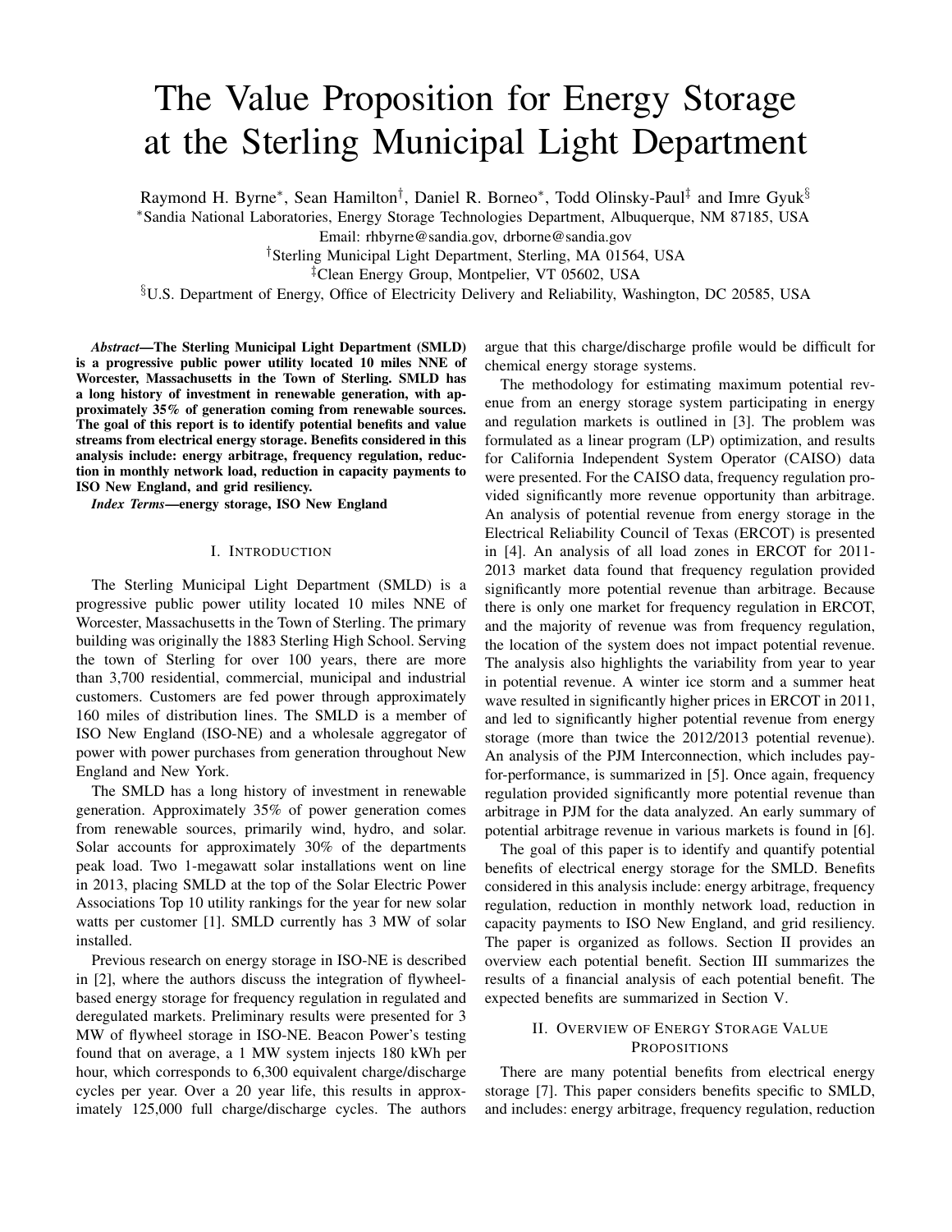# The Value Proposition for Energy Storage at the Sterling Municipal Light Department

Raymond H. Byrne[*], Sean Hamilton[†], Daniel R. Borneo[*], Todd Olinsky-Paul[‡] and Imre Gyuk[§]

[*]Sandia National Laboratories, Energy Storage Technologies Department, Albuquerque, NM 87185, USA

Email: rhbyrne@sandia.gov, drborne@sandia.gov

[†]Sterling Municipal Light Department, Sterling, MA 01564, USA

[‡]Clean Energy Group, Montpelier, VT 05602, USA

[§]U.S. Department of Energy, Office of Electricity Delivery and Reliability, Washington, DC 20585, USA

***Abstract*—The Sterling Municipal Light Department (SMLD) is a progressive public power utility located 10 miles NNE of Worcester, Massachusetts in the Town of Sterling. SMLD has a long history of investment in renewable generation, with approximately 35% of generation coming from renewable sources. The goal of this report is to identify potential benefits and value streams from electrical energy storage. Benefits considered in this analysis include: energy arbitrage, frequency regulation, reduction in monthly network load, reduction in capacity payments to ISO New England, and grid resiliency.**

***Index Terms*—energy storage, ISO New England**

## I. Introduction

The Sterling Municipal Light Department (SMLD) is a progressive public power utility located 10 miles NNE of Worcester, Massachusetts in the Town of Sterling. The primary building was originally the 1883 Sterling High School. Serving the town of Sterling for over 100 years, there are more than 3,700 residential, commercial, municipal and industrial customers. Customers are fed power through approximately 160 miles of distribution lines. The SMLD is a member of ISO New England (ISO-NE) and a wholesale aggregator of power with power purchases from generation throughout New England and New York.

The SMLD has a long history of investment in renewable generation. Approximately 35% of power generation comes from renewable sources, primarily wind, hydro, and solar. Solar accounts for approximately 30% of the departments peak load. Two 1-megawatt solar installations went on line in 2013, placing SMLD at the top of the Solar Electric Power Associations Top 10 utility rankings for the year for new solar watts per customer [1]. SMLD currently has 3 MW of solar installed.

Previous research on energy storage in ISO-NE is described in [2], where the authors discuss the integration of flywheel-based energy storage for frequency regulation in regulated and deregulated markets. Preliminary results were presented for 3 MW of flywheel storage in ISO-NE. Beacon Power's testing found that on average, a 1 MW system injects 180 kWh per hour, which corresponds to 6,300 equivalent charge/discharge cycles per year. Over a 20 year life, this results in approximately 125,000 full charge/discharge cycles. The authors argue that this charge/discharge profile would be difficult for chemical energy storage systems.

The methodology for estimating maximum potential revenue from an energy storage system participating in energy and regulation markets is outlined in [3]. The problem was formulated as a linear program (LP) optimization, and results for California Independent System Operator (CAISO) data were presented. For the CAISO data, frequency regulation provided significantly more revenue opportunity than arbitrage. An analysis of potential revenue from energy storage in the Electrical Reliability Council of Texas (ERCOT) is presented in [4]. An analysis of all load zones in ERCOT for 2011-2013 market data found that frequency regulation provided significantly more potential revenue than arbitrage. Because there is only one market for frequency regulation in ERCOT, and the majority of revenue was from frequency regulation, the location of the system does not impact potential revenue. The analysis also highlights the variability from year to year in potential revenue. A winter ice storm and a summer heat wave resulted in significantly higher prices in ERCOT in 2011, and led to significantly higher potential revenue from energy storage (more than twice the 2012/2013 potential revenue). An analysis of the PJM Interconnection, which includes pay-for-performance, is summarized in [5]. Once again, frequency regulation provided significantly more potential revenue than arbitrage in PJM for the data analyzed. An early summary of potential arbitrage revenue in various markets is found in [6].

The goal of this paper is to identify and quantify potential benefits of electrical energy storage for the SMLD. Benefits considered in this analysis include: energy arbitrage, frequency regulation, reduction in monthly network load, reduction in capacity payments to ISO New England, and grid resiliency. The paper is organized as follows. Section II provides an overview each potential benefit. Section III summarizes the results of a financial analysis of each potential benefit. The expected benefits are summarized in Section V.

## II. Overview of Energy Storage Value Propositions

There are many potential benefits from electrical energy storage [7]. This paper considers benefits specific to SMLD, and includes: energy arbitrage, frequency regulation, reduction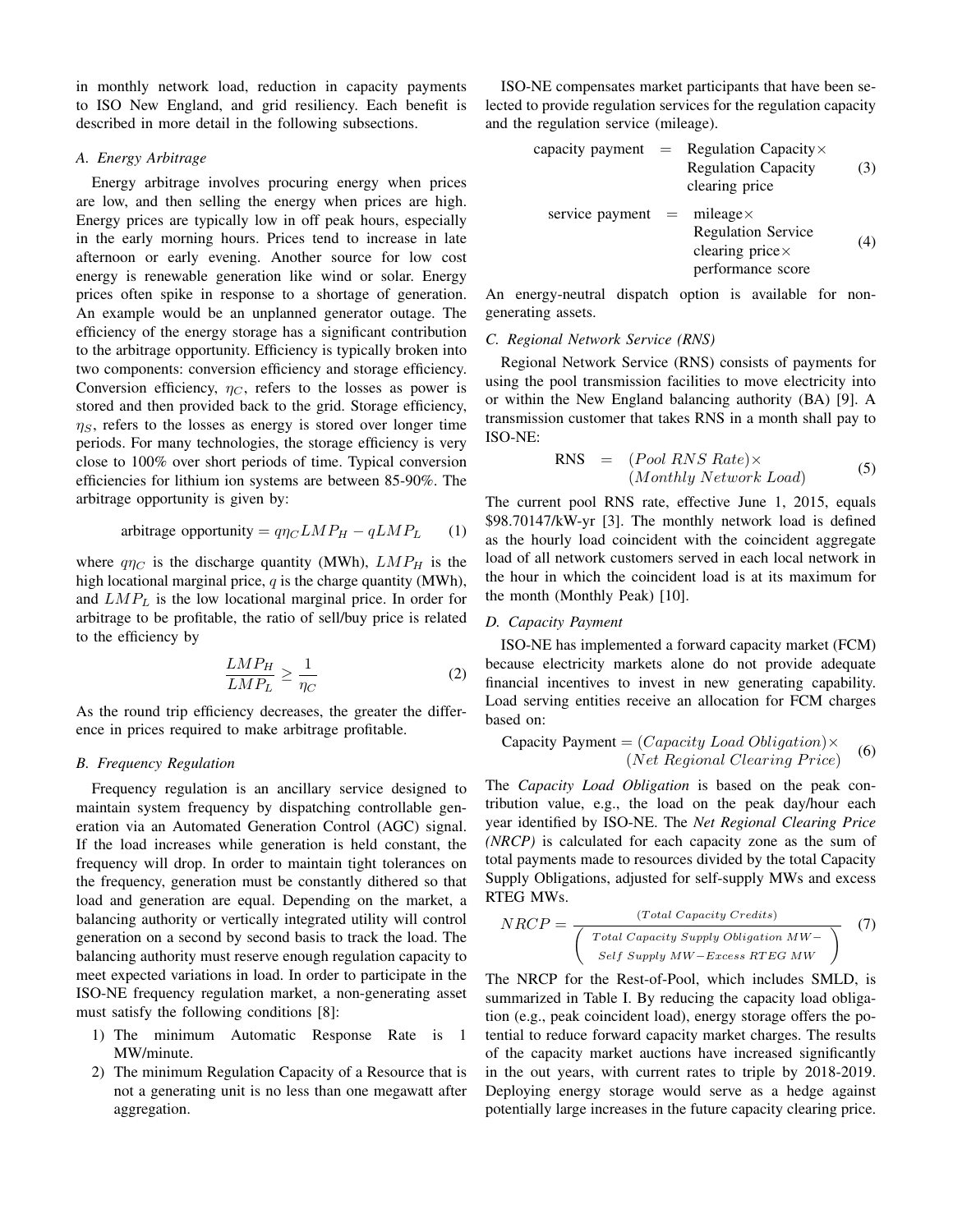in monthly network load, reduction in capacity payments to ISO New England, and grid resiliency. Each benefit is described in more detail in the following subsections.

### A. Energy Arbitrage

Energy arbitrage involves procuring energy when prices are low, and then selling the energy when prices are high. Energy prices are typically low in off peak hours, especially in the early morning hours. Prices tend to increase in late afternoon or early evening. Another source for low cost energy is renewable generation like wind or solar. Energy prices often spike in response to a shortage of generation. An example would be an unplanned generator outage. The efficiency of the energy storage has a significant contribution to the arbitrage opportunity. Efficiency is typically broken into two components: conversion efficiency and storage efficiency. Conversion efficiency, $\eta_C$, refers to the losses as power is stored and then provided back to the grid. Storage efficiency, $\eta_S$, refers to the losses as energy is stored over longer time periods. For many technologies, the storage efficiency is very close to 100% over short periods of time. Typical conversion efficiencies for lithium ion systems are between 85-90%. The arbitrage opportunity is given by:

$$\text{arbitrage opportunity} = q\eta_C LMP_H - qLMP_L \quad (1)$$

where $q\eta_C$ is the discharge quantity (MWh), $LMP_H$ is the high locational marginal price, $q$ is the charge quantity (MWh), and $LMP_L$ is the low locational marginal price. In order for arbitrage to be profitable, the ratio of sell/buy price is related to the efficiency by

$$\frac{LMP_H}{LMP_L} \geq \frac{1}{\eta_C} \quad (2)$$

As the round trip efficiency decreases, the greater the difference in prices required to make arbitrage profitable.

### B. Frequency Regulation

Frequency regulation is an ancillary service designed to maintain system frequency by dispatching controllable generation via an Automated Generation Control (AGC) signal. If the load increases while generation is held constant, the frequency will drop. In order to maintain tight tolerances on the frequency, generation must be constantly dithered so that load and generation are equal. Depending on the market, a balancing authority or vertically integrated utility will control generation on a second by second basis to track the load. The balancing authority must reserve enough regulation capacity to meet expected variations in load. In order to participate in the ISO-NE frequency regulation market, a non-generating asset must satisfy the following conditions [8]:

1) The minimum Automatic Response Rate is 1 MW/minute.
2) The minimum Regulation Capacity of a Resource that is not a generating unit is no less than one megawatt after aggregation.

ISO-NE compensates market participants that have been selected to provide regulation services for the regulation capacity and the regulation service (mileage).

$$\text{capacity payment} = \text{Regulation Capacity} \times \text{Regulation Capacity clearing price} \quad (3)$$

$$\text{service payment} = \text{mileage} \times \text{Regulation Service clearing price} \times \text{performance score} \quad (4)$$

An energy-neutral dispatch option is available for non-generating assets.

### C. Regional Network Service (RNS)

Regional Network Service (RNS) consists of payments for using the pool transmission facilities to move electricity into or within the New England balancing authority (BA) [9]. A transmission customer that takes RNS in a month shall pay to ISO-NE:

$$\text{RNS} = (Pool\ RNS\ Rate) \times (Monthly\ Network\ Load) \quad (5)$$

The current pool RNS rate, effective June 1, 2015, equals \$98.70147/kW-yr [3]. The monthly network load is defined as the hourly load coincident with the coincident aggregate load of all network customers served in each local network in the hour in which the coincident load is at its maximum for the month (Monthly Peak) [10].

### D. Capacity Payment

ISO-NE has implemented a forward capacity market (FCM) because electricity markets alone do not provide adequate financial incentives to invest in new generating capability. Load serving entities receive an allocation for FCM charges based on:

$$\text{Capacity Payment} = (Capacity\ Load\ Obligation) \times (Net\ Regional\ Clearing\ Price) \quad (6)$$

The *Capacity Load Obligation* is based on the peak contribution value, e.g., the load on the peak day/hour each year identified by ISO-NE. The *Net Regional Clearing Price (NRCP)* is calculated for each capacity zone as the sum of total payments made to resources divided by the total Capacity Supply Obligations, adjusted for self-supply MWs and excess RTEG MWs.

$$NRCP = \frac{(Total\ Capacity\ Credits)}{\left( \begin{array}{c} Total\ Capacity\ Supply\ Obligation\ MW - \\ Self\ Supply\ MW - Excess\ RTEG\ MW \end{array} \right)} \quad (7)$$

The NRCP for the Rest-of-Pool, which includes SMLD, is summarized in Table I. By reducing the capacity load obligation (e.g., peak coincident load), energy storage offers the potential to reduce forward capacity market charges. The results of the capacity market auctions have increased significantly in the out years, with current rates to triple by 2018-2019. Deploying energy storage would serve as a hedge against potentially large increases in the future capacity clearing price.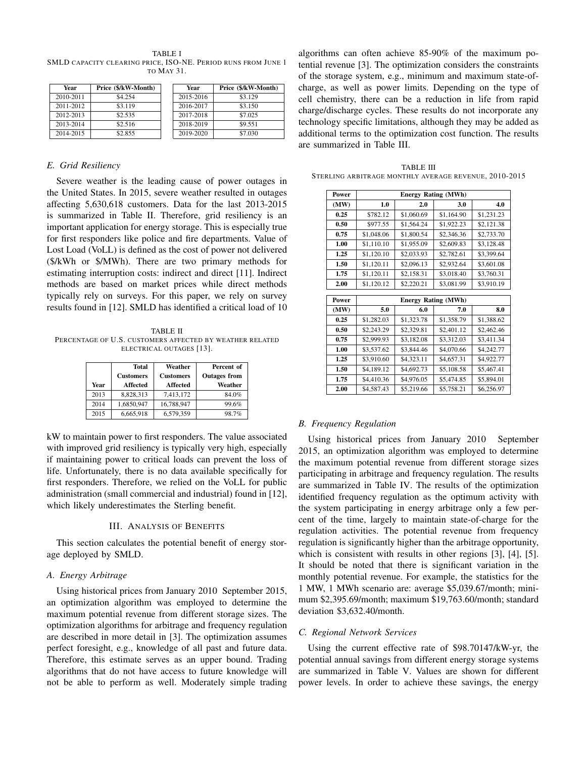TABLE I
SMLD CAPACITY CLEARING PRICE, ISO-NE. PERIOD RUNS FROM JUNE 1 TO MAY 31.

| Year | Price ($/kW-Month) |
|---|---|
| 2010-2011 | $4.254 |
| 2011-2012 | $3.119 |
| 2012-2013 | $2.535 |
| 2013-2014 | $2.516 |
| 2014-2015 | $2.855 |
| 2015-2016 | $3.129 |
| 2016-2017 | $3.150 |
| 2017-2018 | $7.025 |
| 2018-2019 | $9.551 |
| 2019-2020 | $7.030 |

### *E. Grid Resiliency*

Severe weather is the leading cause of power outages in the United States. In 2015, severe weather resulted in outages affecting 5,630,618 customers. Data for the last 2013-2015 is summarized in Table II. Therefore, grid resiliency is an important application for energy storage. This is especially true for first responders like police and fire departments. Value of Lost Load (VoLL) is defined as the cost of power not delivered ($/kWh or $/MWh). There are two primary methods for estimating interruption costs: indirect and direct [11]. Indirect methods are based on market prices while direct methods typically rely on surveys. For this paper, we rely on survey results found in [12]. SMLD has identified a critical load of 10 kW to maintain power to first responders. The value associated with improved grid resiliency is typically very high, especially if maintaining power to critical loads can prevent the loss of life. Unfortunately, there is no data available specifically for first responders. Therefore, we relied on the VoLL for public administration (small commercial and industrial) found in [12], which likely underestimates the Sterling benefit.

TABLE II
PERCENTAGE OF U.S. CUSTOMERS AFFECTED BY WEATHER RELATED ELECTRICAL OUTAGES [13].

| Year | Total Customers Affected | Weather Customers Affected | Percent of Outages from Weather |
|---|---|---|---|
| 2013 | 8,828,313 | 7,413,172 | 84.0% |
| 2014 | 1,6850,947 | 16,788,947 | 99.6% |
| 2015 | 6,665,918 | 6,579,359 | 98.7% |

## III. ANALYSIS OF BENEFITS

This section calculates the potential benefit of energy storage deployed by SMLD.

### *A. Energy Arbitrage*

Using historical prices from January 2010 September 2015, an optimization algorithm was employed to determine the maximum potential revenue from different storage sizes. The optimization algorithms for arbitrage and frequency regulation are described in more detail in [3]. The optimization assumes perfect foresight, e.g., knowledge of all past and future data. Therefore, this estimate serves as an upper bound. Trading algorithms that do not have access to future knowledge will not be able to perform as well. Moderately simple trading algorithms can often achieve 85-90% of the maximum potential revenue [3]. The optimization considers the constraints of the storage system, e.g., minimum and maximum state-of-charge, as well as power limits. Depending on the type of cell chemistry, there can be a reduction in life from rapid charge/discharge cycles. These results do not incorporate any technology specific limitations, although they may be added as additional terms to the optimization cost function. The results are summarized in Table III.

TABLE III
STERLING ARBITRAGE MONTHLY AVERAGE REVENUE, 2010-2015

| Power | Energy Rating (MWh) | | | |
|---|---|---|---|---|
| (MW) | 1.0 | 2.0 | 3.0 | 4.0 |
| 0.25 | $782.12 | $1,060.69 | $1,164.90 | $1,231.23 |
| 0.50 | $977.55 | $1,564.24 | $1,922.23 | $2,121.38 |
| 0.75 | $1,048.06 | $1,800.54 | $2,346.36 | $2,733.70 |
| 1.00 | $1,110.10 | $1,955.09 | $2,609.83 | $3,128.48 |
| 1.25 | $1,120.10 | $2,033.93 | $2,782.61 | $3,399.64 |
| 1.50 | $1,120.11 | $2,096.13 | $2,932.64 | $3,601.08 |
| 1.75 | $1,120.11 | $2,158.31 | $3,018.40 | $3,760.31 |
| 2.00 | $1,120.12 | $2,220.21 | $3,081.99 | $3,910.19 |

| Power | Energy Rating (MWh) | | | |
|---|---|---|---|---|
| (MW) | 5.0 | 6.0 | 7.0 | 8.0 |
| 0.25 | $1,282.03 | $1,323.78 | $1,358.79 | $1,388.62 |
| 0.50 | $2,243.29 | $2,329.81 | $2,401.12 | $2,462.46 |
| 0.75 | $2,999.93 | $3,182.08 | $3,312.03 | $3,411.34 |
| 1.00 | $3,537.62 | $3,844.46 | $4,070.66 | $4,242.77 |
| 1.25 | $3,910.60 | $4,323.11 | $4,657.31 | $4,922.77 |
| 1.50 | $4,189.12 | $4,692.73 | $5,108.58 | $5,467.41 |
| 1.75 | $4,410.36 | $4,976.05 | $5,474.85 | $5,894.01 |
| 2.00 | $4,587.43 | $5,219.66 | $5,758.21 | $6,256.97 |

### *B. Frequency Regulation*

Using historical prices from January 2010 September 2015, an optimization algorithm was employed to determine the maximum potential revenue from different storage sizes participating in arbitrage and frequency regulation. The results are summarized in Table IV. The results of the optimization identified frequency regulation as the optimum activity with the system participating in energy arbitrage only a few percent of the time, largely to maintain state-of-charge for the regulation activities. The potential revenue from frequency regulation is significantly higher than the arbitrage opportunity, which is consistent with results in other regions [3], [4], [5]. It should be noted that there is significant variation in the monthly potential revenue. For example, the statistics for the 1 MW, 1 MWh scenario are: average $5,039.67/month; minimum $2,395.69/month; maximum $19,763.60/month; standard deviation $3,632.40/month.

### *C. Regional Network Services*

Using the current effective rate of $98.70147/kW-yr, the potential annual savings from different energy storage systems are summarized in Table V. Values are shown for different power levels. In order to achieve these savings, the energy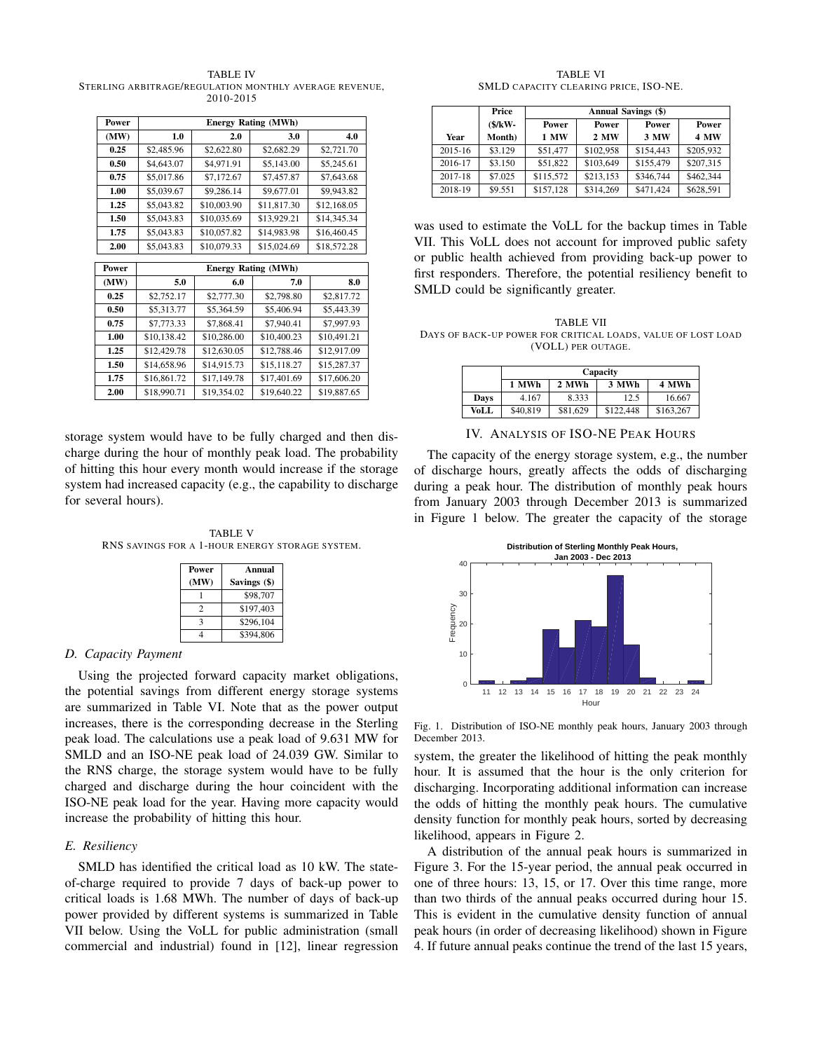TABLE IV
STERLING ARBITRAGE/REGULATION MONTHLY AVERAGE REVENUE, 2010-2015

| Power | Energy Rating (MWh) | | | |
|---|---|---|---|---|
| (MW) | 1.0 | 2.0 | 3.0 | 4.0 |
| 0.25 | $2,485.96 | $2,622.80 | $2,682.29 | $2,721.70 |
| 0.50 | $4,643.07 | $4,971.91 | $5,143.00 | $5,245.61 |
| 0.75 | $5,017.86 | $7,172.67 | $7,457.87 | $7,643.68 |
| 1.00 | $5,039.67 | $9,286.14 | $9,677.01 | $9,943.82 |
| 1.25 | $5,043.82 | $10,003.90 | $11,817.30 | $12,168.05 |
| 1.50 | $5,043.83 | $10,035.69 | $13,929.21 | $14,345.34 |
| 1.75 | $5,043.83 | $10,057.82 | $14,983.98 | $16,460.45 |
| 2.00 | $5,043.83 | $10,079.33 | $15,024.69 | $18,572.28 |

| Power | Energy Rating (MWh) | | | |
|---|---|---|---|---|
| (MW) | 5.0 | 6.0 | 7.0 | 8.0 |
| 0.25 | $2,752.17 | $2,777.30 | $2,798.80 | $2,817.72 |
| 0.50 | $5,313.77 | $5,364.59 | $5,406.94 | $5,443.39 |
| 0.75 | $7,773.33 | $7,868.41 | $7,940.41 | $7,997.93 |
| 1.00 | $10,138.42 | $10,286.00 | $10,400.23 | $10,491.21 |
| 1.25 | $12,429.78 | $12,630.05 | $12,788.46 | $12,917.09 |
| 1.50 | $14,658.96 | $14,915.73 | $15,118.27 | $15,287.37 |
| 1.75 | $16,861.72 | $17,149.78 | $17,401.69 | $17,606.20 |
| 2.00 | $18,990.71 | $19,354.02 | $19,640.22 | $19,887.65 |

storage system would have to be fully charged and then discharge during the hour of monthly peak load. The probability of hitting this hour every month would increase if the storage system had increased capacity (e.g., the capability to discharge for several hours).

TABLE V
RNS SAVINGS FOR A 1-HOUR ENERGY STORAGE SYSTEM.

| Power (MW) | Annual Savings ($) |
|---|---|
| 1 | $98,707 |
| 2 | $197,403 |
| 3 | $296,104 |
| 4 | $394,806 |

### D. Capacity Payment

Using the projected forward capacity market obligations, the potential savings from different energy storage systems are summarized in Table VI. Note that as the power output increases, there is the corresponding decrease in the Sterling peak load. The calculations use a peak load of 9.631 MW for SMLD and an ISO-NE peak load of 24.039 GW. Similar to the RNS charge, the storage system would have to be fully charged and discharge during the hour coincident with the ISO-NE peak load for the year. Having more capacity would increase the probability of hitting this hour.

### E. Resiliency

SMLD has identified the critical load as 10 kW. The state-of-charge required to provide 7 days of back-up power to critical loads is 1.68 MWh. The number of days of back-up power provided by different systems is summarized in Table VII below. Using the VoLL for public administration (small commercial and industrial) found in [12], linear regression was used to estimate the VoLL for the backup times in Table VII. This VoLL does not account for improved public safety or public health achieved from providing back-up power to first responders. Therefore, the potential resiliency benefit to SMLD could be significantly greater.

TABLE VI
SMLD CAPACITY CLEARING PRICE, ISO-NE.

| | Price | Annual Savings ($) | | | |
|---|---|---|---|---|---|
| Year | ($/kW-Month) | Power 1 MW | Power 2 MW | Power 3 MW | Power 4 MW |
| 2015-16 | $3.129 | $51,477 | $102,958 | $154,443 | $205,932 |
| 2016-17 | $3.150 | $51,822 | $103,649 | $155,479 | $207,315 |
| 2017-18 | $7.025 | $115,572 | $213,153 | $346,744 | $462,344 |
| 2018-19 | $9.551 | $157,128 | $314,269 | $471,424 | $628,591 |

TABLE VII
DAYS OF BACK-UP POWER FOR CRITICAL LOADS, VALUE OF LOST LOAD (VOLL) PER OUTAGE.

| | Capacity | | | |
|---|---|---|---|---|
| | 1 MWh | 2 MWh | 3 MWh | 4 MWh |
| Days | 4.167 | 8.333 | 12.5 | 16.667 |
| VoLL | $40,819 | $81,629 | $122,448 | $163,267 |

## IV. ANALYSIS OF ISO-NE PEAK HOURS

The capacity of the energy storage system, e.g., the number of discharge hours, greatly affects the odds of discharging during a peak hour. The distribution of monthly peak hours from January 2003 through December 2013 is summarized in Figure 1 below. The greater the capacity of the storage system, the greater the likelihood of hitting the peak monthly hour. It is assumed that the hour is the only criterion for discharging. Incorporating additional information can increase the odds of hitting the monthly peak hours. The cumulative density function for monthly peak hours, sorted by decreasing likelihood, appears in Figure 2.

Fig. 1. Distribution of ISO-NE monthly peak hours, January 2003 through December 2013.

A distribution of the annual peak hours is summarized in Figure 3. For the 15-year period, the annual peak occurred in one of three hours: 13, 15, or 17. Over this time range, more than two thirds of the annual peaks occurred during hour 15. This is evident in the cumulative density function of annual peak hours (in order of decreasing likelihood) shown in Figure 4. If future annual peaks continue the trend of the last 15 years,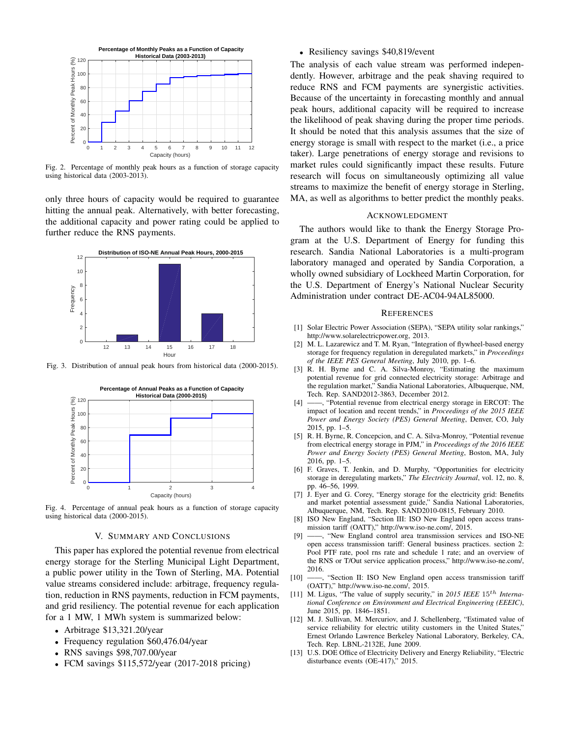Percentage of Monthly Peaks as a Function of Capacity
Historical Data (2003-2013)

Percent of Monthly Peak Hours (%)

0 20 40 60 80 100 120

0 1 2 3 4 5 6 7 8 9 10 11 12

Capacity (hours)

Fig. 2. Percentage of monthly peak hours as a function of storage capacity using historical data (2003-2013).

only three hours of capacity would be required to guarantee hitting the annual peak. Alternatively, with better forecasting, the additional capacity and power rating could be applied to further reduce the RNS payments.

Distribution of ISO-NE Annual Peak Hours, 2000-2015

Frequency

0 2 4 6 8 10 12

12 13 14 15 16 17 18

Hour

Fig. 3. Distribution of annual peak hours from historical data (2000-2015).

Percentage of Annual Peaks as a Function of Capacity
Historical Data (2000-2015)

Percent of Monthly Peak Hours (%)

0 20 40 60 80 100 120

0 1 2 3 4

Capacity (hours)

Fig. 4. Percentage of annual peak hours as a function of storage capacity using historical data (2000-2015).

## V. Summary and Conclusions

This paper has explored the potential revenue from electrical energy storage for the Sterling Municipal Light Department, a public power utility in the Town of Sterling, MA. Potential value streams considered include: arbitrage, frequency regulation, reduction in RNS payments, reduction in FCM payments, and grid resiliency. The potential revenue for each application for a 1 MW, 1 MWh system is summarized below:

- Arbitrage $13,321.20/year
- Frequency regulation $60,476.04/year
- RNS savings $98,707.00/year
- FCM savings $115,572/year (2017-2018 pricing)
- Resiliency savings $40,819/event

The analysis of each value stream was performed independently. However, arbitrage and the peak shaving required to reduce RNS and FCM payments are synergistic activities. Because of the uncertainty in forecasting monthly and annual peak hours, additional capacity will be required to increase the likelihood of peak shaving during the proper time periods. It should be noted that this analysis assumes that the size of energy storage is small with respect to the market (i.e., a price taker). Large penetrations of energy storage and revisions to market rules could significantly impact these results. Future research will focus on simultaneously optimizing all value streams to maximize the benefit of energy storage in Sterling, MA, as well as algorithms to better predict the monthly peaks.

## Acknowledgment

The authors would like to thank the Energy Storage Program at the U.S. Department of Energy for funding this research. Sandia National Laboratories is a multi-program laboratory managed and operated by Sandia Corporation, a wholly owned subsidiary of Lockheed Martin Corporation, for the U.S. Department of Energy's National Nuclear Security Administration under contract DE-AC04-94AL85000.

## References

[1] Solar Electric Power Association (SEPA), "SEPA utility solar rankings," http://www.solarelectricpower.org, 2013.

[2] M. L. Lazarewicz and T. M. Ryan, "Integration of flywheel-based energy storage for frequency regulation in deregulated markets," in *Proceedings of the IEEE PES General Meeting*, July 2010, pp. 1–6.

[3] R. H. Byrne and C. A. Silva-Monroy, "Estimating the maximum potential revenue for grid connected electricity storage: Arbitrage and the regulation market," Sandia National Laboratories, Albuquerque, NM, Tech. Rep. SAND2012-3863, December 2012.

[4] ——, "Potential revenue from electrical energy storage in ERCOT: The impact of location and recent trends," in *Proceedings of the 2015 IEEE Power and Energy Society (PES) General Meeting*, Denver, CO, July 2015, pp. 1–5.

[5] R. H. Byrne, R. Concepcion, and C. A. Silva-Monroy, "Potential revenue from electrical energy storage in PJM," in *Proceedings of the 2016 IEEE Power and Energy Society (PES) General Meeting*, Boston, MA, July 2016, pp. 1–5.

[6] F. Graves, T. Jenkin, and D. Murphy, "Opportunities for electricity storage in deregulating markets," *The Electricity Journal*, vol. 12, no. 8, pp. 46–56, 1999.

[7] J. Eyer and G. Corey, "Energy storage for the electricity grid: Benefits and market potential assessment guide," Sandia National Laboratories, Albuquerque, NM, Tech. Rep. SAND2010-0815, February 2010.

[8] ISO New England, "Section III: ISO New England open access transmission tariff (OATT)," http://www.iso-ne.com/, 2015.

[9] ——, "New England control area transmission services and ISO-NE open access transmission tariff: General business practices. section 2: Pool PTF rate, pool rns rate and schedule 1 rate; and an overview of the RNS or T/Out service application process," http://www.iso-ne.com/, 2016.

[10] ——, "Section II: ISO New England open access transmission tariff (OATT)," http://www.iso-ne.com/, 2015.

[11] M. Ligus, "The value of supply security," in *2015 IEEE* $15^{th}$ *International Conference on Environment and Electrical Engineering (EEEIC)*, June 2015, pp. 1846–1851.

[12] M. J. Sullivan, M. Mercuriov, and J. Schellenberg, "Estimated value of service reliability for electric utility customers in the United States," Ernest Orlando Lawrence Berkeley National Laboratory, Berkeley, CA, Tech. Rep. LBNL-2132E, June 2009.

[13] U.S. DOE Office of Electricity Delivery and Energy Reliability, "Electric disturbance events (OE-417)," 2015.